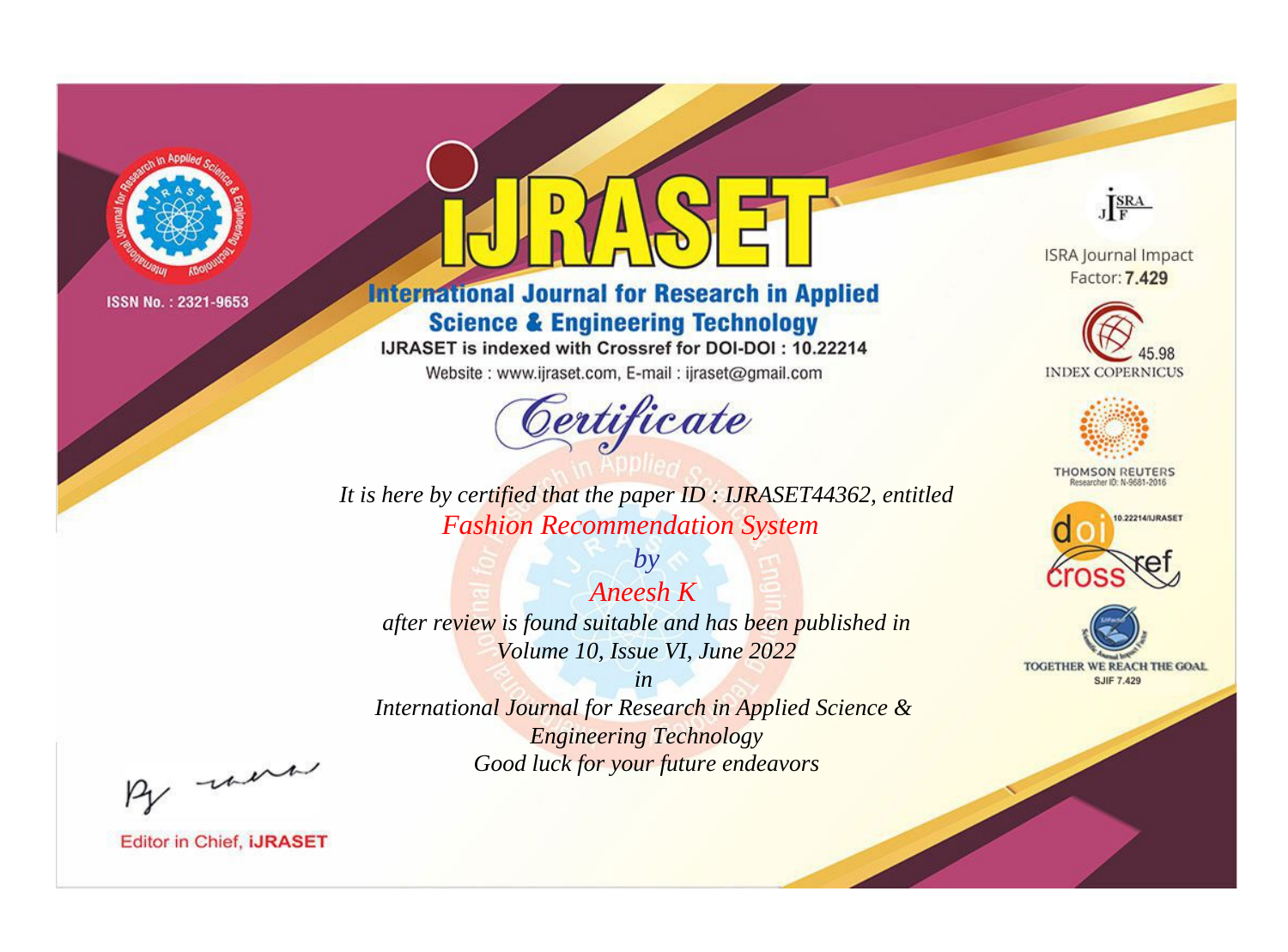ISSN No. : 2321-9653

# iJRASET

## International Journal for Research in Applied Science & Engineering Technology

IJRASET is indexed with Crossref for DOI-DOI : 10.22214

Website : www.ijraset.com, E-mail : ijraset@gmail.com

ISRA Journal Impact Factor: **7.429**

45.98 INDEX COPERNICUS

THOMSON REUTERS Researcher ID: N-9681-2016

10.22214/IJRASET

TOGETHER WE REACH THE GOAL SJIF 7.429

*Certificate*

*It is here by certified that the paper ID : IJRASET44362, entitled*

*Fashion Recommendation System*

*by*

*Aneesh K*

*after review is found suitable and has been published in*

*Volume 10, Issue VI, June 2022*

*in*

*International Journal for Research in Applied Science & Engineering Technology*

*Good luck for your future endeavors*

Editor in Chief, **iJRASET**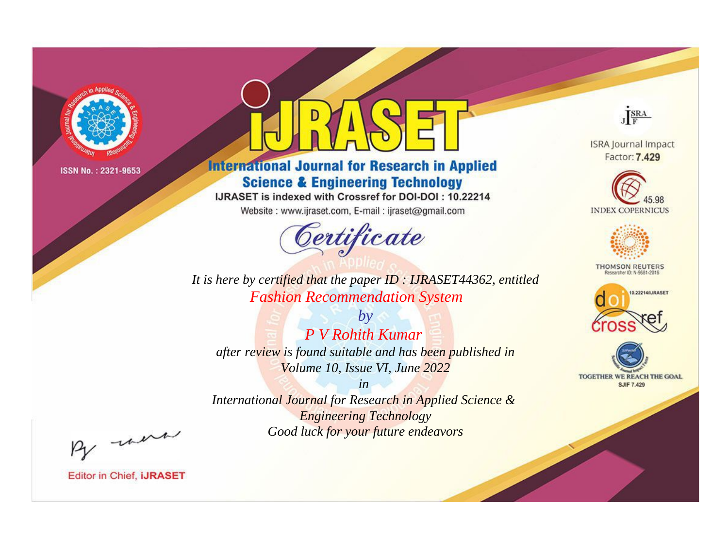ISSN No. : 2321-9653

# IJRASET

## International Journal for Research in Applied Science & Engineering Technology

IJRASET is indexed with Crossref for DOI-DOI : 10.22214

Website : www.ijraset.com, E-mail : ijraset@gmail.com

## Certificate

*It is here by certified that the paper ID : IJRASET44362, entitled*

*Fashion Recommendation System*

*by*

*P V Rohith Kumar*

*after review is found suitable and has been published in*

*Volume 10, Issue VI, June 2022*

*in*

*International Journal for Research in Applied Science & Engineering Technology*

*Good luck for your future endeavors*

ISRA Journal Impact Factor: **7.429**

45.98 INDEX COPERNICUS

THOMSON REUTERS Researcher ID: N-9681-2016

10.22214/IJRASET

TOGETHER WE REACH THE GOAL SJIF 7.429

Editor in Chief, **iJRASET**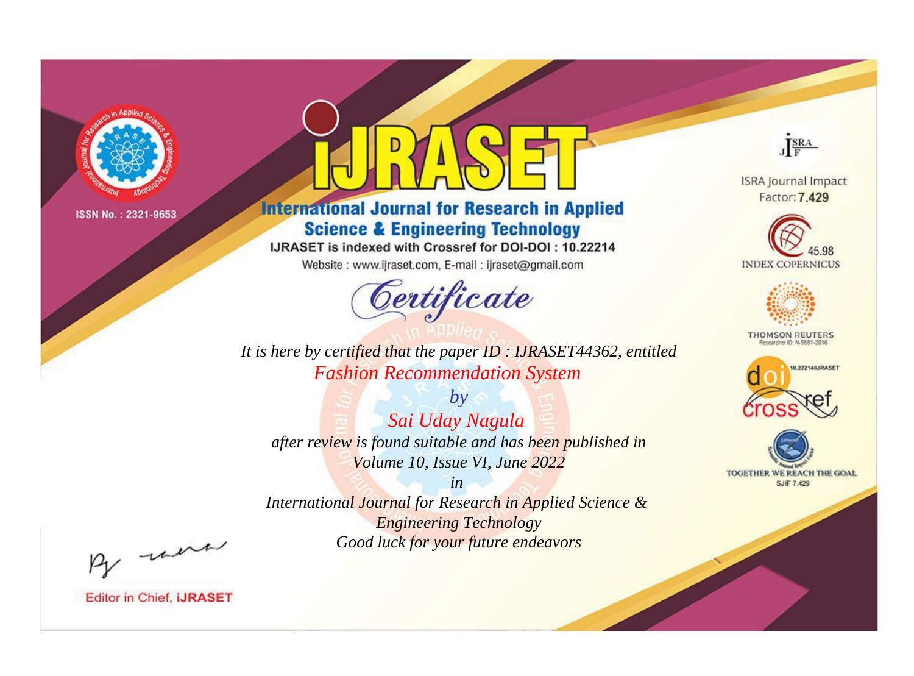ISSN No. : 2321-9653

# iJRASET

## International Journal for Research in Applied Science & Engineering Technology

IJRASET is indexed with Crossref for DOI-DOI : 10.22214

Website : www.ijraset.com, E-mail : ijraset@gmail.com

ISRA Journal Impact Factor: **7.429**

45.98 INDEX COPERNICUS

THOMSON REUTERS Researcher ID: N-9681-2016

10.22214/IJRASET

TOGETHER WE REACH THE GOAL SJIF 7.429

# *Certificate*

*It is here by certified that the paper ID : IJRASET44362, entitled*

*Fashion Recommendation System*

*by*

*Sai Uday Nagula*

*after review is found suitable and has been published in*

*Volume 10, Issue VI, June 2022*

*in*

*International Journal for Research in Applied Science & Engineering Technology*

*Good luck for your future endeavors*

Editor in Chief, **iJRASET**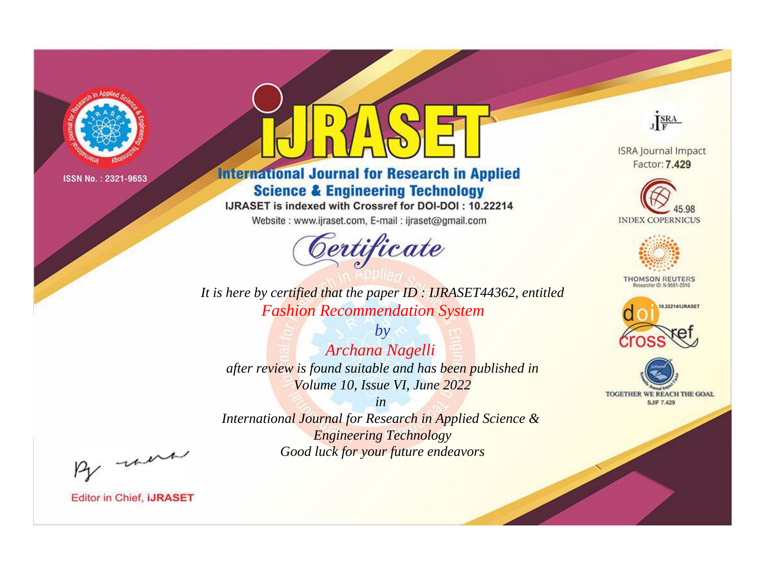ISSN No. : 2321-9653

# IJRASET

## International Journal for Research in Applied Science & Engineering Technology

IJRASET is indexed with Crossref for DOI-DOI : 10.22214

Website : www.ijraset.com, E-mail : ijraset@gmail.com

*Certificate*

*It is here by certified that the paper ID : IJRASET44362, entitled*

*Fashion Recommendation System*

*by*

*Archana Nagelli*

*after review is found suitable and has been published in*

*Volume 10, Issue VI, June 2022*

*in*

*International Journal for Research in Applied Science & Engineering Technology*

*Good luck for your future endeavors*

ISRA Journal Impact Factor: **7.429**

45.98 INDEX COPERNICUS

THOMSON REUTERS Researcher ID: N-9681-2016

10.22214/IJRASET

TOGETHER WE REACH THE GOAL SJIF 7.429

Editor in Chief, **IJRASET**